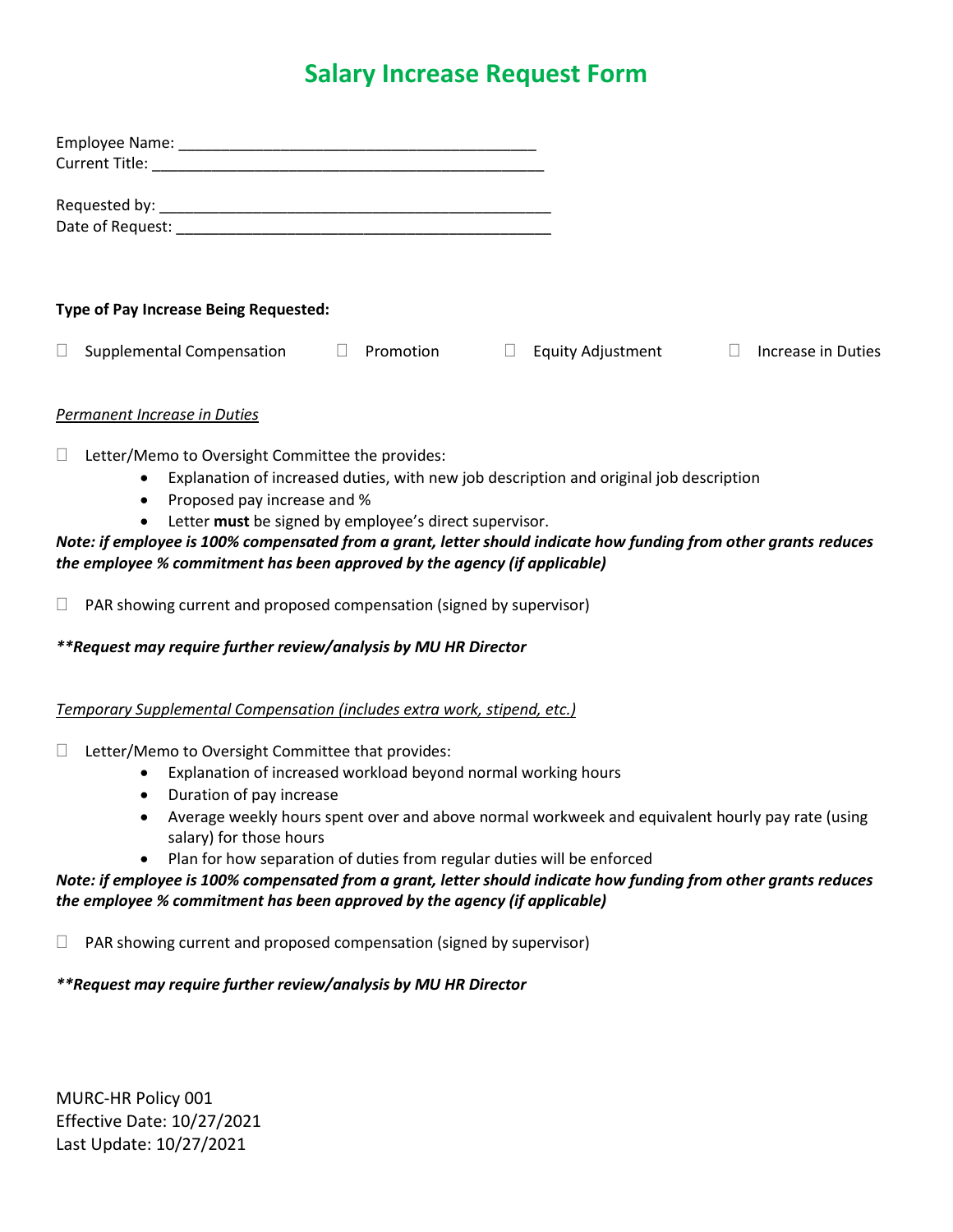# Salary Increase Request Form

Employee Name: ___________________________________________
Current Title: _______________________________________________

Requested by: _______________________________________________
Date of Request: _____________________________________________

**Type of Pay Increase Being Requested:**

☐ Supplemental Compensation ☐ Promotion ☐ Equity Adjustment ☐ Increase in Duties

*<u>Permanent Increase in Duties</u>*

☐ Letter/Memo to Oversight Committee the provides:

- Explanation of increased duties, with new job description and original job description
- Proposed pay increase and %
- Letter **must** be signed by employee's direct supervisor.

***Note: if employee is 100% compensated from a grant, letter should indicate how funding from other grants reduces the employee % commitment has been approved by the agency (if applicable)***

☐ PAR showing current and proposed compensation (signed by supervisor)

***\*\*Request may require further review/analysis by MU HR Director***

*<u>Temporary Supplemental Compensation (includes extra work, stipend, etc.)</u>*

☐ Letter/Memo to Oversight Committee that provides:

- Explanation of increased workload beyond normal working hours
- Duration of pay increase
- Average weekly hours spent over and above normal workweek and equivalent hourly pay rate (using salary) for those hours
- Plan for how separation of duties from regular duties will be enforced

***Note: if employee is 100% compensated from a grant, letter should indicate how funding from other grants reduces the employee % commitment has been approved by the agency (if applicable)***

☐ PAR showing current and proposed compensation (signed by supervisor)

***\*\*Request may require further review/analysis by MU HR Director***

MURC-HR Policy 001
Effective Date: 10/27/2021
Last Update: 10/27/2021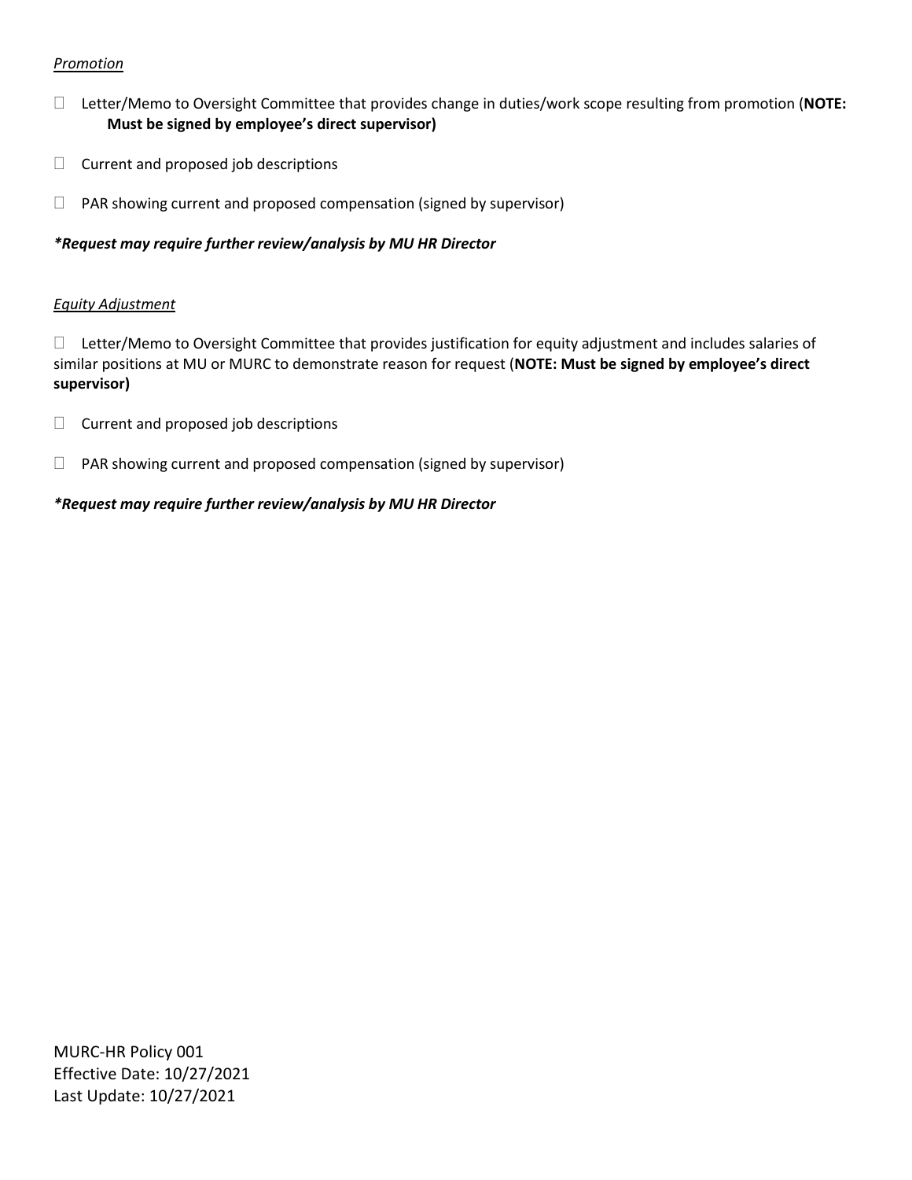*Promotion*

- ☐ Letter/Memo to Oversight Committee that provides change in duties/work scope resulting from promotion (**NOTE: Must be signed by employee's direct supervisor)**
- ☐ Current and proposed job descriptions
- ☐ PAR showing current and proposed compensation (signed by supervisor)

***\*Request may require further review/analysis by MU HR Director***

*Equity Adjustment*

- ☐ Letter/Memo to Oversight Committee that provides justification for equity adjustment and includes salaries of similar positions at MU or MURC to demonstrate reason for request (**NOTE: Must be signed by employee's direct supervisor)**
- ☐ Current and proposed job descriptions
- ☐ PAR showing current and proposed compensation (signed by supervisor)

***\*Request may require further review/analysis by MU HR Director***

MURC-HR Policy 001
Effective Date: 10/27/2021
Last Update: 10/27/2021